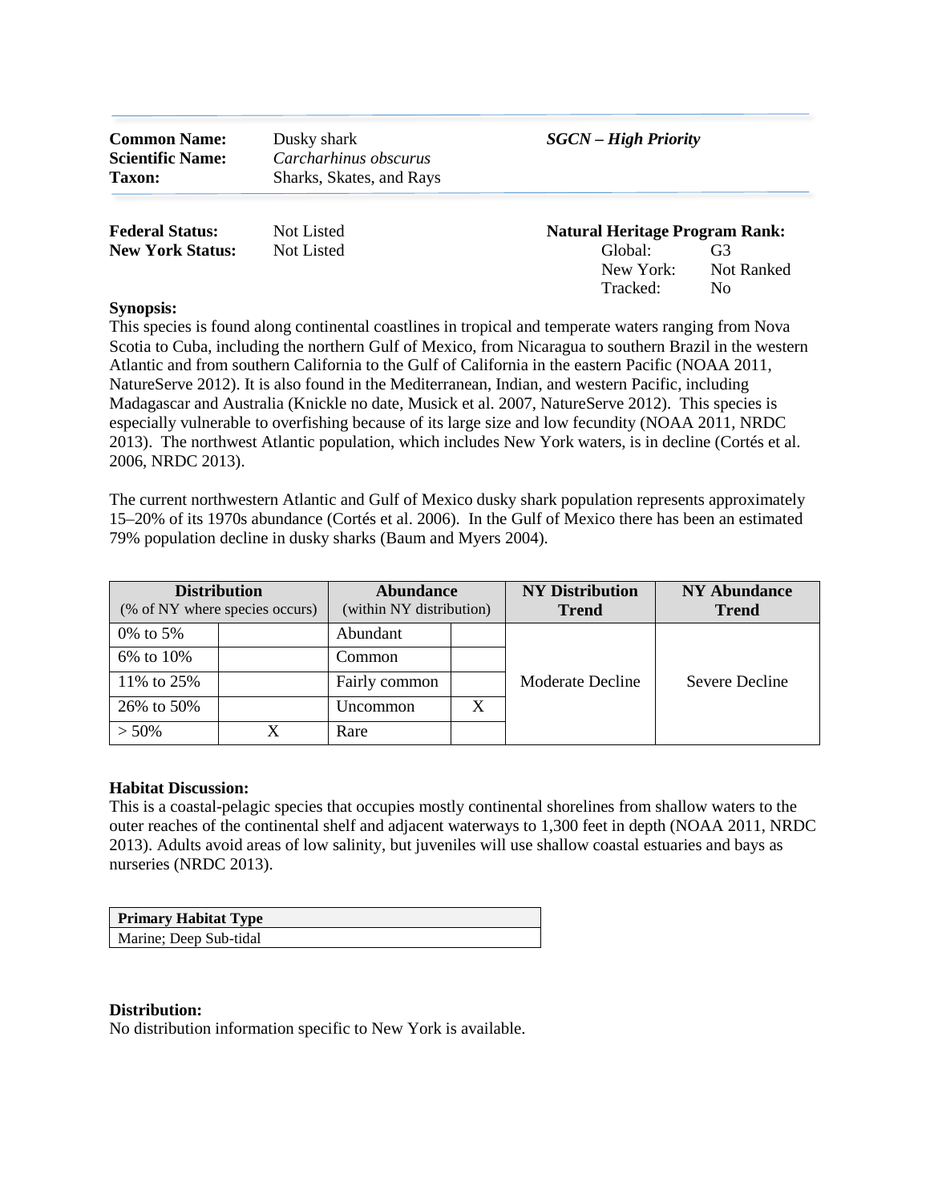| | | |
|---|---|---|
| **Common Name:** | Dusky shark | ***SGCN – High Priority*** |
| **Scientific Name:** | *Carcharhinus obscurus* | |
| **Taxon:** | Sharks, Skates, and Rays | |

**Federal Status:** Not Listed
**New York Status:** Not Listed

**Natural Heritage Program Rank:**
Global: G3
New York: Not Ranked
Tracked: No

**Synopsis:**
This species is found along continental coastlines in tropical and temperate waters ranging from Nova Scotia to Cuba, including the northern Gulf of Mexico, from Nicaragua to southern Brazil in the western Atlantic and from southern California to the Gulf of California in the eastern Pacific (NOAA 2011, NatureServe 2012). It is also found in the Mediterranean, Indian, and western Pacific, including Madagascar and Australia (Knickle no date, Musick et al. 2007, NatureServe 2012). This species is especially vulnerable to overfishing because of its large size and low fecundity (NOAA 2011, NRDC 2013). The northwest Atlantic population, which includes New York waters, is in decline (Cortés et al. 2006, NRDC 2013).

The current northwestern Atlantic and Gulf of Mexico dusky shark population represents approximately 15–20% of its 1970s abundance (Cortés et al. 2006). In the Gulf of Mexico there has been an estimated 79% population decline in dusky sharks (Baum and Myers 2004).

| **Distribution** (% of NY where species occurs) | | **Abundance** (within NY distribution) | | **NY Distribution Trend** | **NY Abundance Trend** |
|---|---|---|---|---|---|
| 0% to 5% | | Abundant | | Moderate Decline | Severe Decline |
| 6% to 10% | | Common | | | |
| 11% to 25% | | Fairly common | | | |
| 26% to 50% | | Uncommon | X | | |
| > 50% | X | Rare | | | |

**Habitat Discussion:**
This is a coastal-pelagic species that occupies mostly continental shorelines from shallow waters to the outer reaches of the continental shelf and adjacent waterways to 1,300 feet in depth (NOAA 2011, NRDC 2013). Adults avoid areas of low salinity, but juveniles will use shallow coastal estuaries and bays as nurseries (NRDC 2013).

| **Primary Habitat Type** |
|---|
| Marine; Deep Sub-tidal |

**Distribution:**
No distribution information specific to New York is available.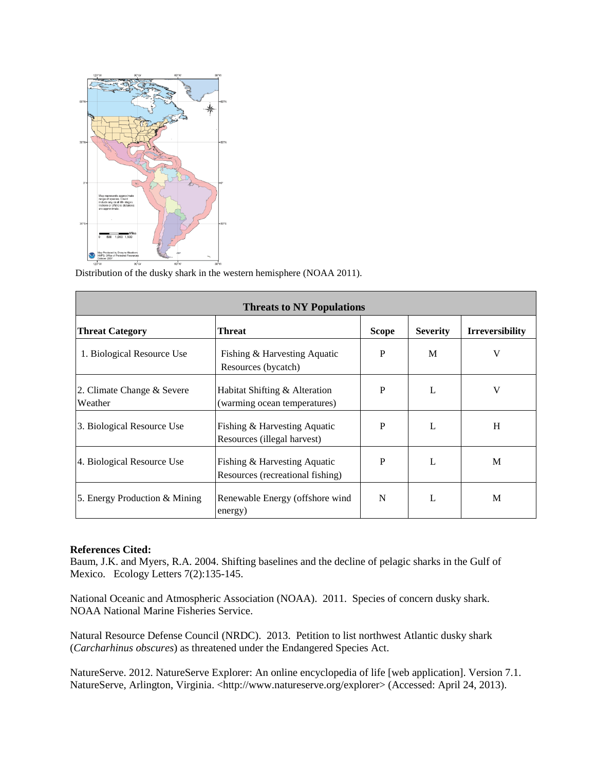Distribution of the dusky shark in the western hemisphere (NOAA 2011).

| Threats to NY Populations | | | | |
|---|---|---|---|---|
| **Threat Category** | **Threat** | **Scope** | **Severity** | **Irreversibility** |
| 1. Biological Resource Use | Fishing & Harvesting Aquatic Resources (bycatch) | P | M | V |
| 2. Climate Change & Severe Weather | Habitat Shifting & Alteration (warming ocean temperatures) | P | L | V |
| 3. Biological Resource Use | Fishing & Harvesting Aquatic Resources (illegal harvest) | P | L | H |
| 4. Biological Resource Use | Fishing & Harvesting Aquatic Resources (recreational fishing) | P | L | M |
| 5. Energy Production & Mining | Renewable Energy (offshore wind energy) | N | L | M |

**References Cited:**

Baum, J.K. and Myers, R.A. 2004. Shifting baselines and the decline of pelagic sharks in the Gulf of Mexico. Ecology Letters 7(2):135-145.

National Oceanic and Atmospheric Association (NOAA). 2011. Species of concern dusky shark. NOAA National Marine Fisheries Service.

Natural Resource Defense Council (NRDC). 2013. Petition to list northwest Atlantic dusky shark (*Carcharhinus obscures*) as threatened under the Endangered Species Act.

NatureServe. 2012. NatureServe Explorer: An online encyclopedia of life [web application]. Version 7.1. NatureServe, Arlington, Virginia. <http://www.natureserve.org/explorer> (Accessed: April 24, 2013).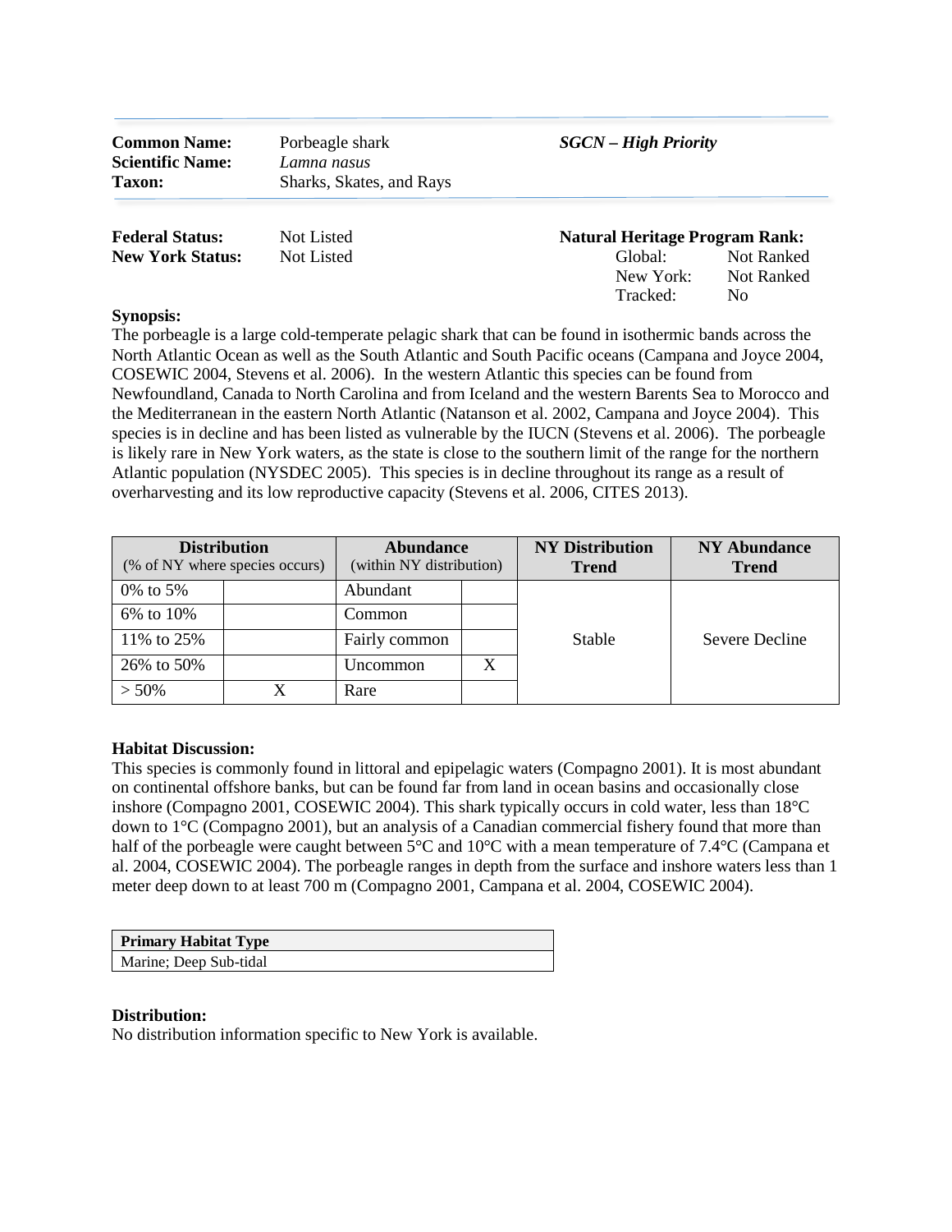| | | |
|---|---|---|
| **Common Name:** | Porbeagle shark | ***SGCN – High Priority*** |
| **Scientific Name:** | *Lamna nasus* | |
| **Taxon:** | Sharks, Skates, and Rays | |

**Federal Status:** Not Listed
**New York Status:** Not Listed

**Natural Heritage Program Rank:**
Global: Not Ranked
New York: Not Ranked
Tracked: No

**Synopsis:**
The porbeagle is a large cold-temperate pelagic shark that can be found in isothermic bands across the North Atlantic Ocean as well as the South Atlantic and South Pacific oceans (Campana and Joyce 2004, COSEWIC 2004, Stevens et al. 2006). In the western Atlantic this species can be found from Newfoundland, Canada to North Carolina and from Iceland and the western Barents Sea to Morocco and the Mediterranean in the eastern North Atlantic (Natanson et al. 2002, Campana and Joyce 2004). This species is in decline and has been listed as vulnerable by the IUCN (Stevens et al. 2006). The porbeagle is likely rare in New York waters, as the state is close to the southern limit of the range for the northern Atlantic population (NYSDEC 2005). This species is in decline throughout its range as a result of overharvesting and its low reproductive capacity (Stevens et al. 2006, CITES 2013).

| **Distribution** (% of NY where species occurs) | | **Abundance** (within NY distribution) | | **NY Distribution Trend** | **NY Abundance Trend** |
|---|---|---|---|---|---|
| 0% to 5% | | Abundant | | Stable | Severe Decline |
| 6% to 10% | | Common | | | |
| 11% to 25% | | Fairly common | | | |
| 26% to 50% | | Uncommon | X | | |
| > 50% | X | Rare | | | |

**Habitat Discussion:**
This species is commonly found in littoral and epipelagic waters (Compagno 2001). It is most abundant on continental offshore banks, but can be found far from land in ocean basins and occasionally close inshore (Compagno 2001, COSEWIC 2004). This shark typically occurs in cold water, less than 18°C down to 1°C (Compagno 2001), but an analysis of a Canadian commercial fishery found that more than half of the porbeagle were caught between 5°C and 10°C with a mean temperature of 7.4°C (Campana et al. 2004, COSEWIC 2004). The porbeagle ranges in depth from the surface and inshore waters less than 1 meter deep down to at least 700 m (Compagno 2001, Campana et al. 2004, COSEWIC 2004).

| **Primary Habitat Type** |
|---|
| Marine; Deep Sub-tidal |

**Distribution:**
No distribution information specific to New York is available.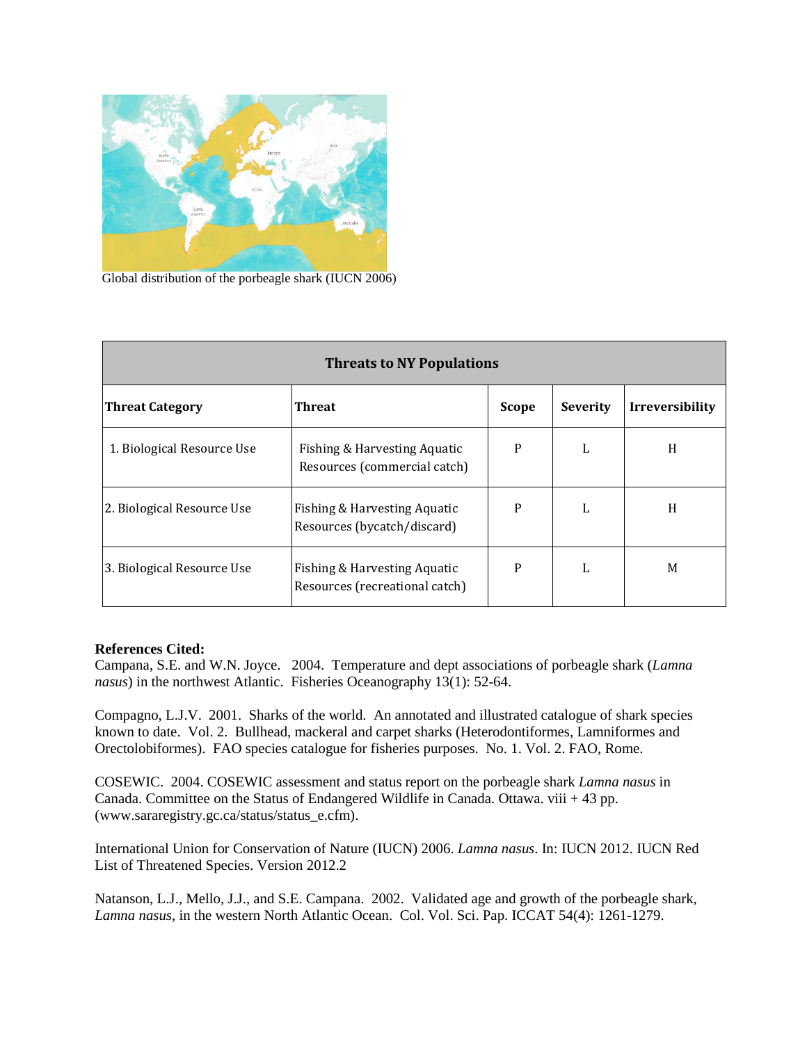Global distribution of the porbeagle shark (IUCN 2006)

| Threats to NY Populations | | | | |
|---|---|---|---|---|
| **Threat Category** | **Threat** | **Scope** | **Severity** | **Irreversibility** |
| 1. Biological Resource Use | Fishing & Harvesting Aquatic Resources (commercial catch) | P | L | H |
| 2. Biological Resource Use | Fishing & Harvesting Aquatic Resources (bycatch/discard) | P | L | H |
| 3. Biological Resource Use | Fishing & Harvesting Aquatic Resources (recreational catch) | P | L | M |

**References Cited:**

Campana, S.E. and W.N. Joyce. 2004. Temperature and dept associations of porbeagle shark (*Lamna nasus*) in the northwest Atlantic. Fisheries Oceanography 13(1): 52-64.

Compagno, L.J.V. 2001. Sharks of the world. An annotated and illustrated catalogue of shark species known to date. Vol. 2. Bullhead, mackeral and carpet sharks (Heterodontiformes, Lamniformes and Orectolobiformes). FAO species catalogue for fisheries purposes. No. 1. Vol. 2. FAO, Rome.

COSEWIC. 2004. COSEWIC assessment and status report on the porbeagle shark *Lamna nasus* in Canada. Committee on the Status of Endangered Wildlife in Canada. Ottawa. viii + 43 pp. (www.sararegistry.gc.ca/status/status_e.cfm).

International Union for Conservation of Nature (IUCN) 2006. *Lamna nasus*. In: IUCN 2012. IUCN Red List of Threatened Species. Version 2012.2

Natanson, L.J., Mello, J.J., and S.E. Campana. 2002. Validated age and growth of the porbeagle shark, *Lamna nasus*, in the western North Atlantic Ocean. Col. Vol. Sci. Pap. ICCAT 54(4): 1261-1279.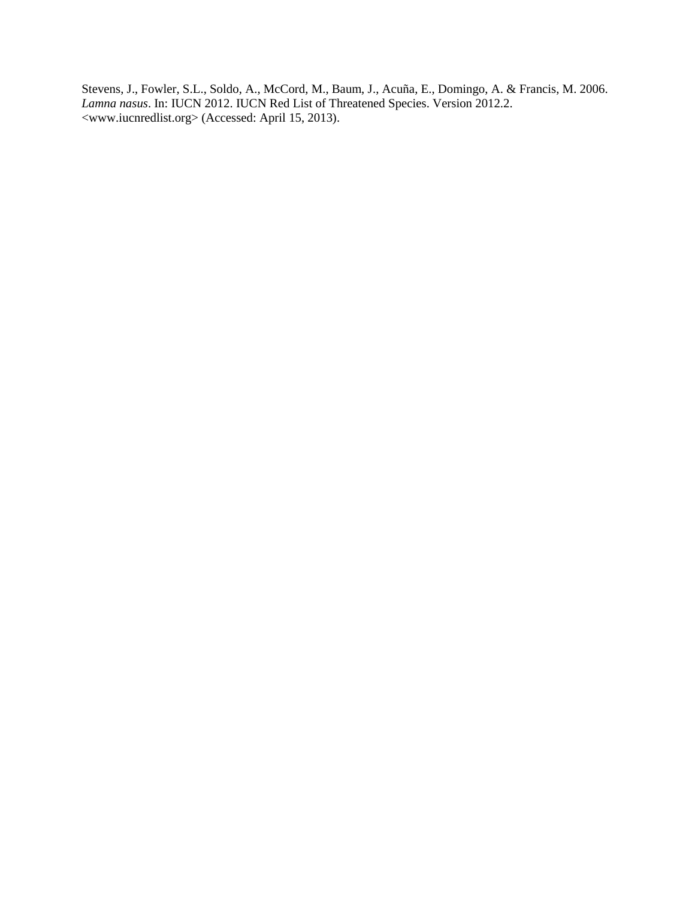Stevens, J., Fowler, S.L., Soldo, A., McCord, M., Baum, J., Acuña, E., Domingo, A. & Francis, M. 2006. *Lamna nasus*. In: IUCN 2012. IUCN Red List of Threatened Species. Version 2012.2. <www.iucnredlist.org> (Accessed: April 15, 2013).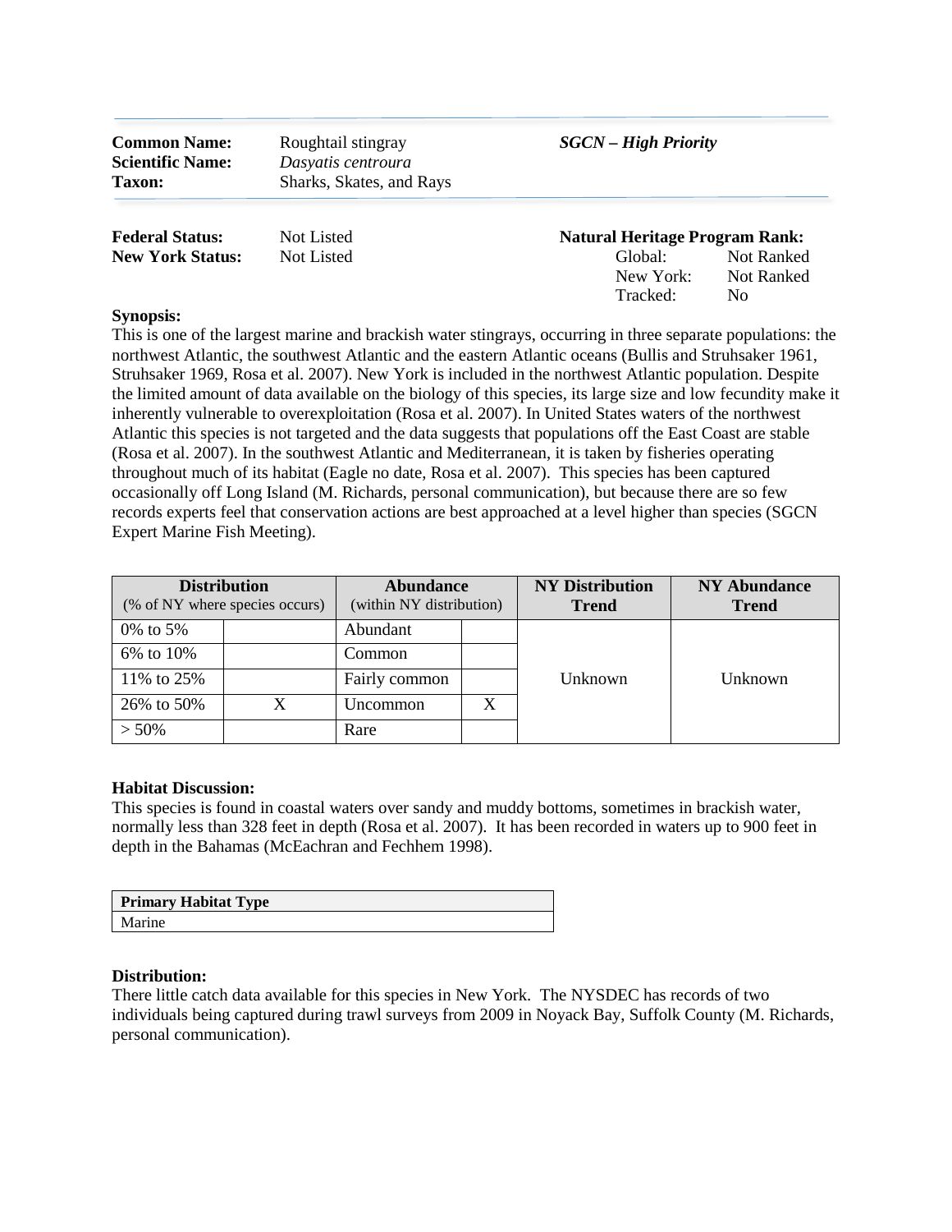| **Common Name:** | Roughtail stingray | ***SGCN – High Priority*** |
|---|---|---|
| **Scientific Name:** | *Dasyatis centroura* | |
| **Taxon:** | Sharks, Skates, and Rays | |

| **Federal Status:** | Not Listed | **Natural Heritage Program Rank:** | |
|---|---|---|---|
| **New York Status:** | Not Listed | Global: | Not Ranked |
| | | New York: | Not Ranked |
| | | Tracked: | No |

**Synopsis:**
This is one of the largest marine and brackish water stingrays, occurring in three separate populations: the northwest Atlantic, the southwest Atlantic and the eastern Atlantic oceans (Bullis and Struhsaker 1961, Struhsaker 1969, Rosa et al. 2007). New York is included in the northwest Atlantic population. Despite the limited amount of data available on the biology of this species, its large size and low fecundity make it inherently vulnerable to overexploitation (Rosa et al. 2007). In United States waters of the northwest Atlantic this species is not targeted and the data suggests that populations off the East Coast are stable (Rosa et al. 2007). In the southwest Atlantic and Mediterranean, it is taken by fisheries operating throughout much of its habitat (Eagle no date, Rosa et al. 2007). This species has been captured occasionally off Long Island (M. Richards, personal communication), but because there are so few records experts feel that conservation actions are best approached at a level higher than species (SGCN Expert Marine Fish Meeting).

| **Distribution** (% of NY where species occurs) | | **Abundance** (within NY distribution) | | **NY Distribution Trend** | **NY Abundance Trend** |
|---|---|---|---|---|---|
| 0% to 5% | | Abundant | | Unknown | Unknown |
| 6% to 10% | | Common | | | |
| 11% to 25% | | Fairly common | | | |
| 26% to 50% | X | Uncommon | X | | |
| > 50% | | Rare | | | |

**Habitat Discussion:**
This species is found in coastal waters over sandy and muddy bottoms, sometimes in brackish water, normally less than 328 feet in depth (Rosa et al. 2007). It has been recorded in waters up to 900 feet in depth in the Bahamas (McEachran and Fechhem 1998).

| **Primary Habitat Type** |
|---|
| Marine |

**Distribution:**
There little catch data available for this species in New York. The NYSDEC has records of two individuals being captured during trawl surveys from 2009 in Noyack Bay, Suffolk County (M. Richards, personal communication).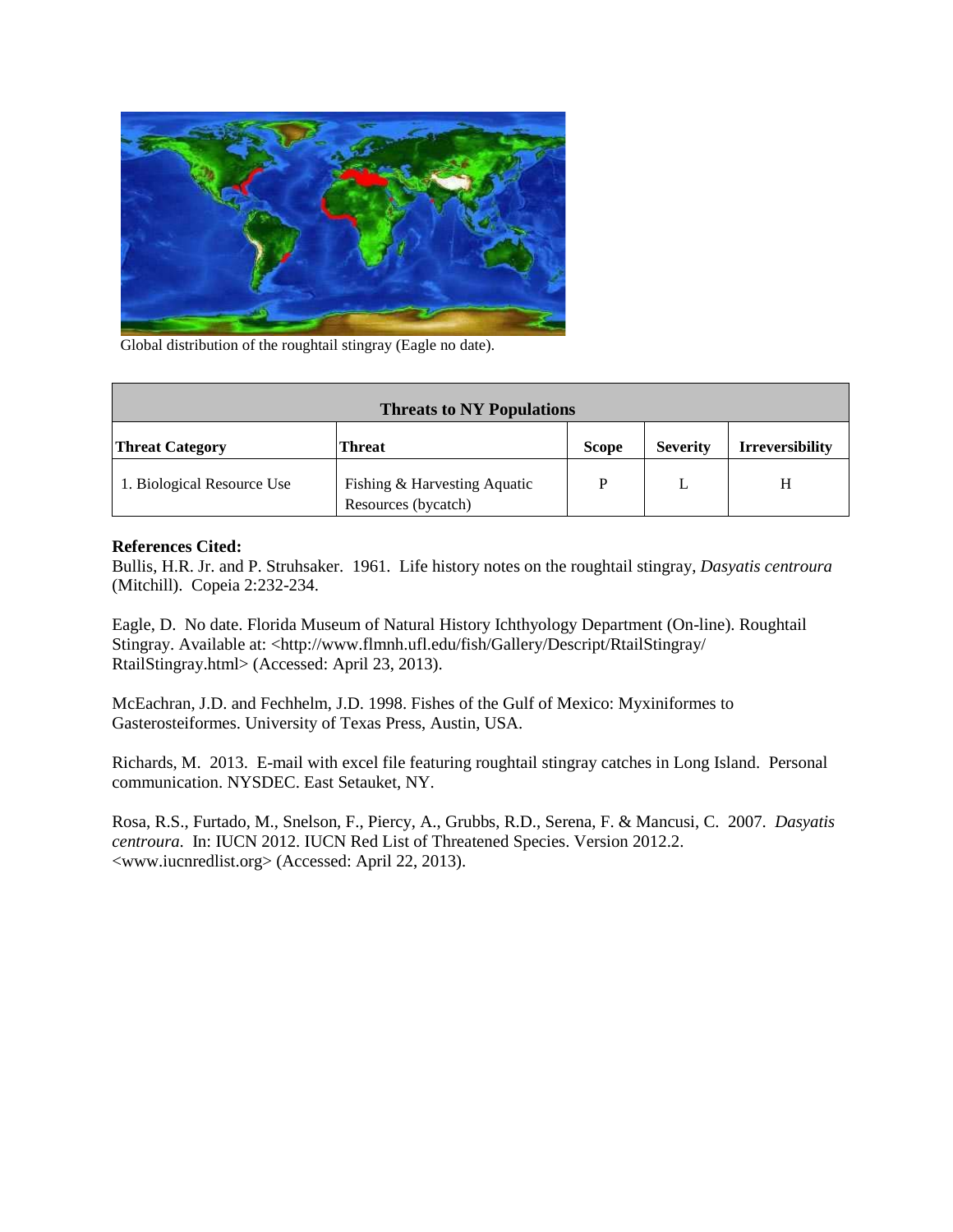Global distribution of the roughtail stingray (Eagle no date).

| Threats to NY Populations | | | | |
|---|---|---|---|---|
| **Threat Category** | **Threat** | **Scope** | **Severity** | **Irreversibility** |
| 1. Biological Resource Use | Fishing & Harvesting Aquatic Resources (bycatch) | P | L | H |

**References Cited:**

Bullis, H.R. Jr. and P. Struhsaker. 1961. Life history notes on the roughtail stingray, *Dasyatis centroura* (Mitchill). Copeia 2:232-234.

Eagle, D. No date. Florida Museum of Natural History Ichthyology Department (On-line). Roughtail Stingray. Available at: <http://www.flmnh.ufl.edu/fish/Gallery/Descript/RtailStingray/RtailStingray.html> (Accessed: April 23, 2013).

McEachran, J.D. and Fechhelm, J.D. 1998. Fishes of the Gulf of Mexico: Myxiniformes to Gasterosteiformes. University of Texas Press, Austin, USA.

Richards, M. 2013. E-mail with excel file featuring roughtail stingray catches in Long Island. Personal communication. NYSDEC. East Setauket, NY.

Rosa, R.S., Furtado, M., Snelson, F., Piercy, A., Grubbs, R.D., Serena, F. & Mancusi, C. 2007. *Dasyatis centroura*. In: IUCN 2012. IUCN Red List of Threatened Species. Version 2012.2. <www.iucnredlist.org> (Accessed: April 22, 2013).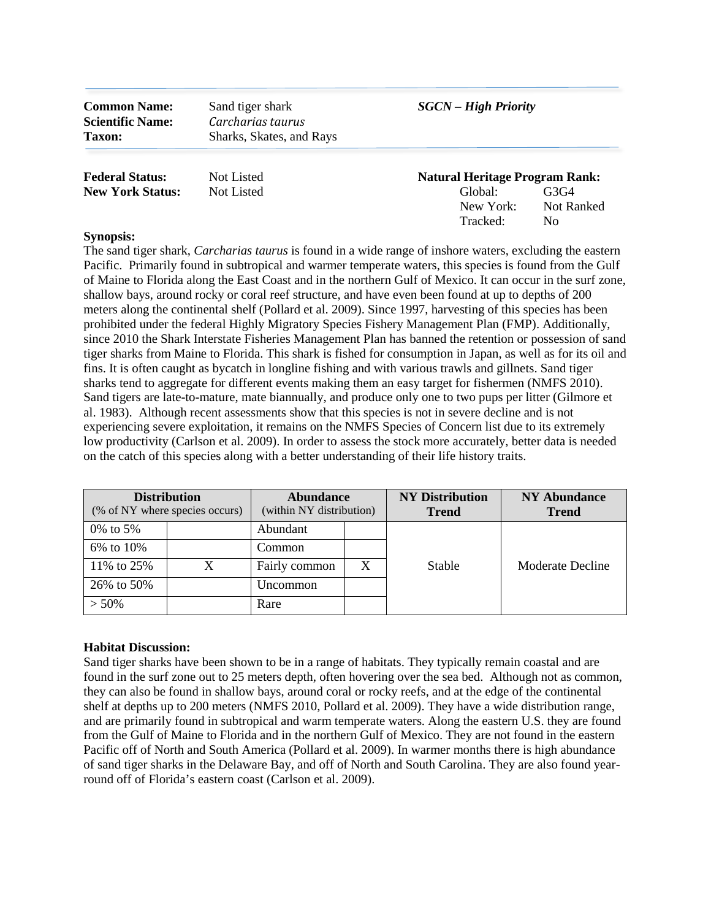| | | |
|---|---|---|
| **Common Name:** | Sand tiger shark | ***SGCN – High Priority*** |
| **Scientific Name:** | *Carcharias taurus* | |
| **Taxon:** | Sharks, Skates, and Rays | |

| | | | |
|---|---|---|---|
| **Federal Status:** | Not Listed | **Natural Heritage Program Rank:** | |
| **New York Status:** | Not Listed | Global: | G3G4 |
| | | New York: | Not Ranked |
| | | Tracked: | No |

**Synopsis:**

The sand tiger shark, *Carcharias taurus* is found in a wide range of inshore waters, excluding the eastern Pacific. Primarily found in subtropical and warmer temperate waters, this species is found from the Gulf of Maine to Florida along the East Coast and in the northern Gulf of Mexico. It can occur in the surf zone, shallow bays, around rocky or coral reef structure, and have even been found at up to depths of 200 meters along the continental shelf (Pollard et al. 2009). Since 1997, harvesting of this species has been prohibited under the federal Highly Migratory Species Fishery Management Plan (FMP). Additionally, since 2010 the Shark Interstate Fisheries Management Plan has banned the retention or possession of sand tiger sharks from Maine to Florida. This shark is fished for consumption in Japan, as well as for its oil and fins. It is often caught as bycatch in longline fishing and with various trawls and gillnets. Sand tiger sharks tend to aggregate for different events making them an easy target for fishermen (NMFS 2010). Sand tigers are late-to-mature, mate biannually, and produce only one to two pups per litter (Gilmore et al. 1983). Although recent assessments show that this species is not in severe decline and is not experiencing severe exploitation, it remains on the NMFS Species of Concern list due to its extremely low productivity (Carlson et al. 2009). In order to assess the stock more accurately, better data is needed on the catch of this species along with a better understanding of their life history traits.

| **Distribution** (% of NY where species occurs) | | **Abundance** (within NY distribution) | | **NY Distribution Trend** | **NY Abundance Trend** |
|---|---|---|---|---|---|
| 0% to 5% | | Abundant | | Stable | Moderate Decline |
| 6% to 10% | | Common | | | |
| 11% to 25% | X | Fairly common | X | | |
| 26% to 50% | | Uncommon | | | |
| > 50% | | Rare | | | |

**Habitat Discussion:**

Sand tiger sharks have been shown to be in a range of habitats. They typically remain coastal and are found in the surf zone out to 25 meters depth, often hovering over the sea bed. Although not as common, they can also be found in shallow bays, around coral or rocky reefs, and at the edge of the continental shelf at depths up to 200 meters (NMFS 2010, Pollard et al. 2009). They have a wide distribution range, and are primarily found in subtropical and warm temperate waters. Along the eastern U.S. they are found from the Gulf of Maine to Florida and in the northern Gulf of Mexico. They are not found in the eastern Pacific off of North and South America (Pollard et al. 2009). In warmer months there is high abundance of sand tiger sharks in the Delaware Bay, and off of North and South Carolina. They are also found year-round off of Florida's eastern coast (Carlson et al. 2009).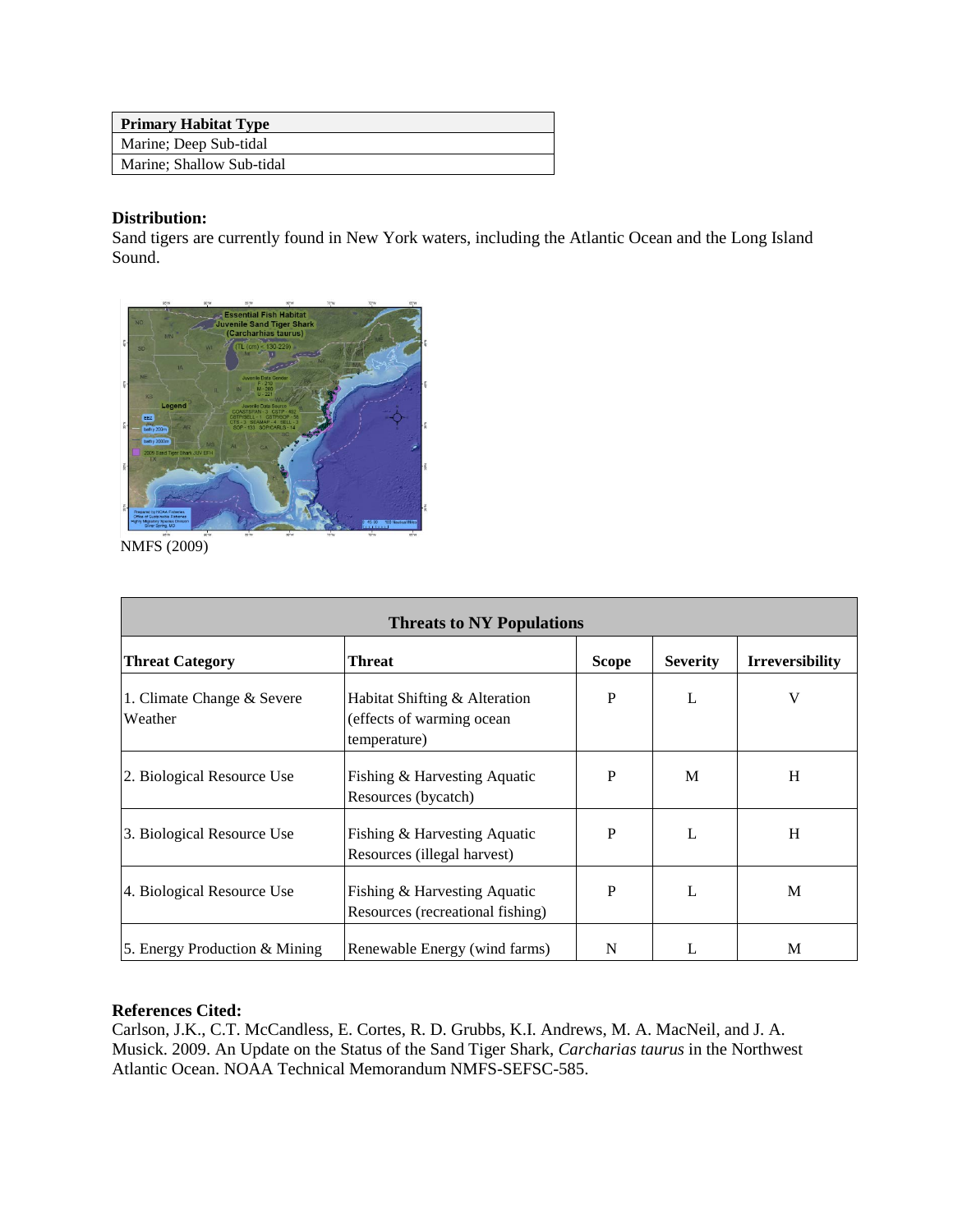| Primary Habitat Type |
| --- |
| Marine; Deep Sub-tidal |
| Marine; Shallow Sub-tidal |

**Distribution:**
Sand tigers are currently found in New York waters, including the Atlantic Ocean and the Long Island Sound.

NMFS (2009)

| Threats to NY Populations | | | | |
| --- | --- | --- | --- | --- |
| **Threat Category** | **Threat** | **Scope** | **Severity** | **Irreversibility** |
| 1. Climate Change & Severe Weather | Habitat Shifting & Alteration (effects of warming ocean temperature) | P | L | V |
| 2. Biological Resource Use | Fishing & Harvesting Aquatic Resources (bycatch) | P | M | H |
| 3. Biological Resource Use | Fishing & Harvesting Aquatic Resources (illegal harvest) | P | L | H |
| 4. Biological Resource Use | Fishing & Harvesting Aquatic Resources (recreational fishing) | P | L | M |
| 5. Energy Production & Mining | Renewable Energy (wind farms) | N | L | M |

**References Cited:**
Carlson, J.K., C.T. McCandless, E. Cortes, R. D. Grubbs, K.I. Andrews, M. A. MacNeil, and J. A. Musick. 2009. An Update on the Status of the Sand Tiger Shark, *Carcharias taurus* in the Northwest Atlantic Ocean. NOAA Technical Memorandum NMFS-SEFSC-585.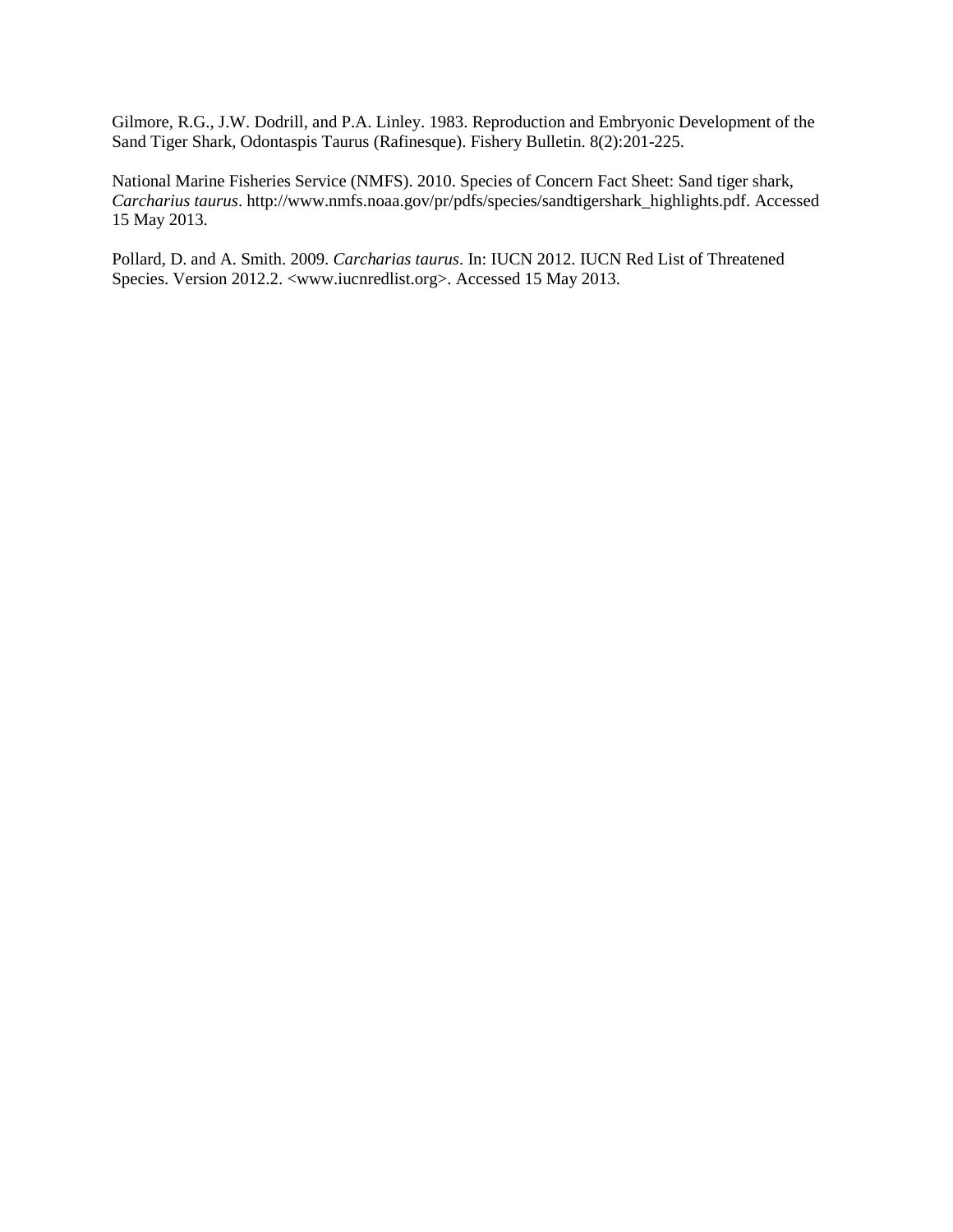Gilmore, R.G., J.W. Dodrill, and P.A. Linley. 1983. Reproduction and Embryonic Development of the Sand Tiger Shark, Odontaspis Taurus (Rafinesque). Fishery Bulletin. 8(2):201-225.

National Marine Fisheries Service (NMFS). 2010. Species of Concern Fact Sheet: Sand tiger shark, *Carcharius taurus*. http://www.nmfs.noaa.gov/pr/pdfs/species/sandtigershark_highlights.pdf. Accessed 15 May 2013.

Pollard, D. and A. Smith. 2009. *Carcharias taurus*. In: IUCN 2012. IUCN Red List of Threatened Species. Version 2012.2. <www.iucnredlist.org>. Accessed 15 May 2013.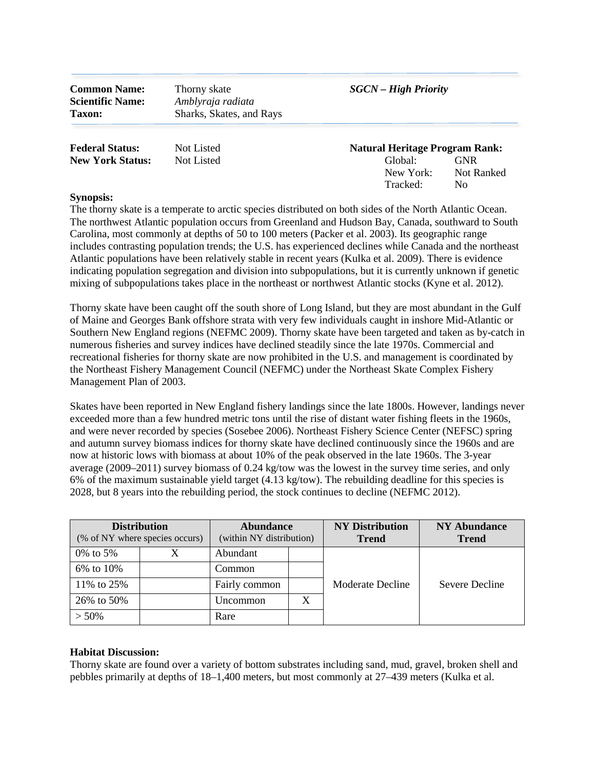| | | |
|---|---|---|
| **Common Name:** | Thorny skate | ***SGCN – High Priority*** |
| **Scientific Name:** | *Amblyraja radiata* | |
| **Taxon:** | Sharks, Skates, and Rays | |

| | | | |
|---|---|---|---|
| **Federal Status:** | Not Listed | **Natural Heritage Program Rank:** | |
| **New York Status:** | Not Listed | Global: | GNR |
| | | New York: | Not Ranked |
| | | Tracked: | No |

**Synopsis:**

The thorny skate is a temperate to arctic species distributed on both sides of the North Atlantic Ocean. The northwest Atlantic population occurs from Greenland and Hudson Bay, Canada, southward to South Carolina, most commonly at depths of 50 to 100 meters (Packer et al. 2003). Its geographic range includes contrasting population trends; the U.S. has experienced declines while Canada and the northeast Atlantic populations have been relatively stable in recent years (Kulka et al. 2009). There is evidence indicating population segregation and division into subpopulations, but it is currently unknown if genetic mixing of subpopulations takes place in the northeast or northwest Atlantic stocks (Kyne et al. 2012).

Thorny skate have been caught off the south shore of Long Island, but they are most abundant in the Gulf of Maine and Georges Bank offshore strata with very few individuals caught in inshore Mid-Atlantic or Southern New England regions (NEFMC 2009). Thorny skate have been targeted and taken as by-catch in numerous fisheries and survey indices have declined steadily since the late 1970s. Commercial and recreational fisheries for thorny skate are now prohibited in the U.S. and management is coordinated by the Northeast Fishery Management Council (NEFMC) under the Northeast Skate Complex Fishery Management Plan of 2003.

Skates have been reported in New England fishery landings since the late 1800s. However, landings never exceeded more than a few hundred metric tons until the rise of distant water fishing fleets in the 1960s, and were never recorded by species (Sosebee 2006). Northeast Fishery Science Center (NEFSC) spring and autumn survey biomass indices for thorny skate have declined continuously since the 1960s and are now at historic lows with biomass at about 10% of the peak observed in the late 1960s. The 3-year average (2009–2011) survey biomass of 0.24 kg/tow was the lowest in the survey time series, and only 6% of the maximum sustainable yield target (4.13 kg/tow). The rebuilding deadline for this species is 2028, but 8 years into the rebuilding period, the stock continues to decline (NEFMC 2012).

| **Distribution** (% of NY where species occurs) | | **Abundance** (within NY distribution) | | **NY Distribution Trend** | **NY Abundance Trend** |
|---|---|---|---|---|---|
| 0% to 5% | X | Abundant | | Moderate Decline | Severe Decline |
| 6% to 10% | | Common | | | |
| 11% to 25% | | Fairly common | | | |
| 26% to 50% | | Uncommon | X | | |
| > 50% | | Rare | | | |

**Habitat Discussion:**

Thorny skate are found over a variety of bottom substrates including sand, mud, gravel, broken shell and pebbles primarily at depths of 18–1,400 meters, but most commonly at 27–439 meters (Kulka et al.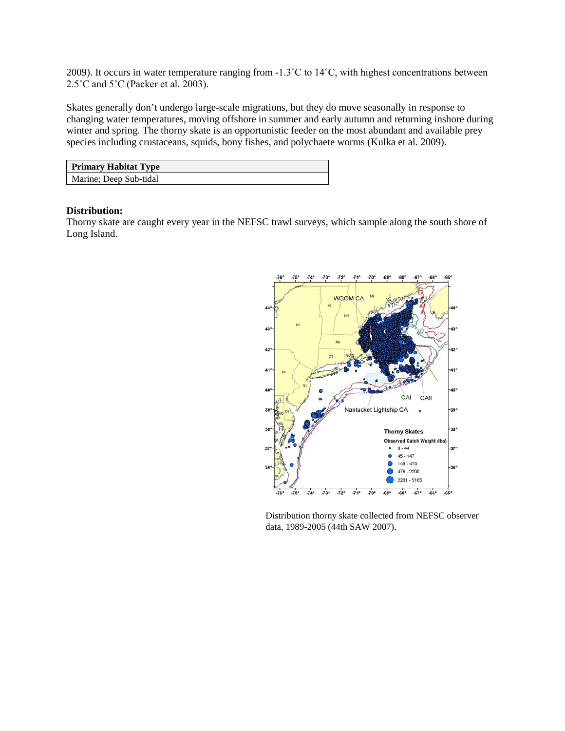2009). It occurs in water temperature ranging from -1.3˚C to 14˚C, with highest concentrations between 2.5˚C and 5˚C (Packer et al. 2003).

Skates generally don't undergo large-scale migrations, but they do move seasonally in response to changing water temperatures, moving offshore in summer and early autumn and returning inshore during winter and spring. The thorny skate is an opportunistic feeder on the most abundant and available prey species including crustaceans, squids, bony fishes, and polychaete worms (Kulka et al. 2009).

| Primary Habitat Type |
| --- |
| Marine; Deep Sub-tidal |

**Distribution:**
Thorny skate are caught every year in the NEFSC trawl surveys, which sample along the south shore of Long Island.

Distribution thorny skate collected from NEFSC observer data, 1989-2005 (44th SAW 2007).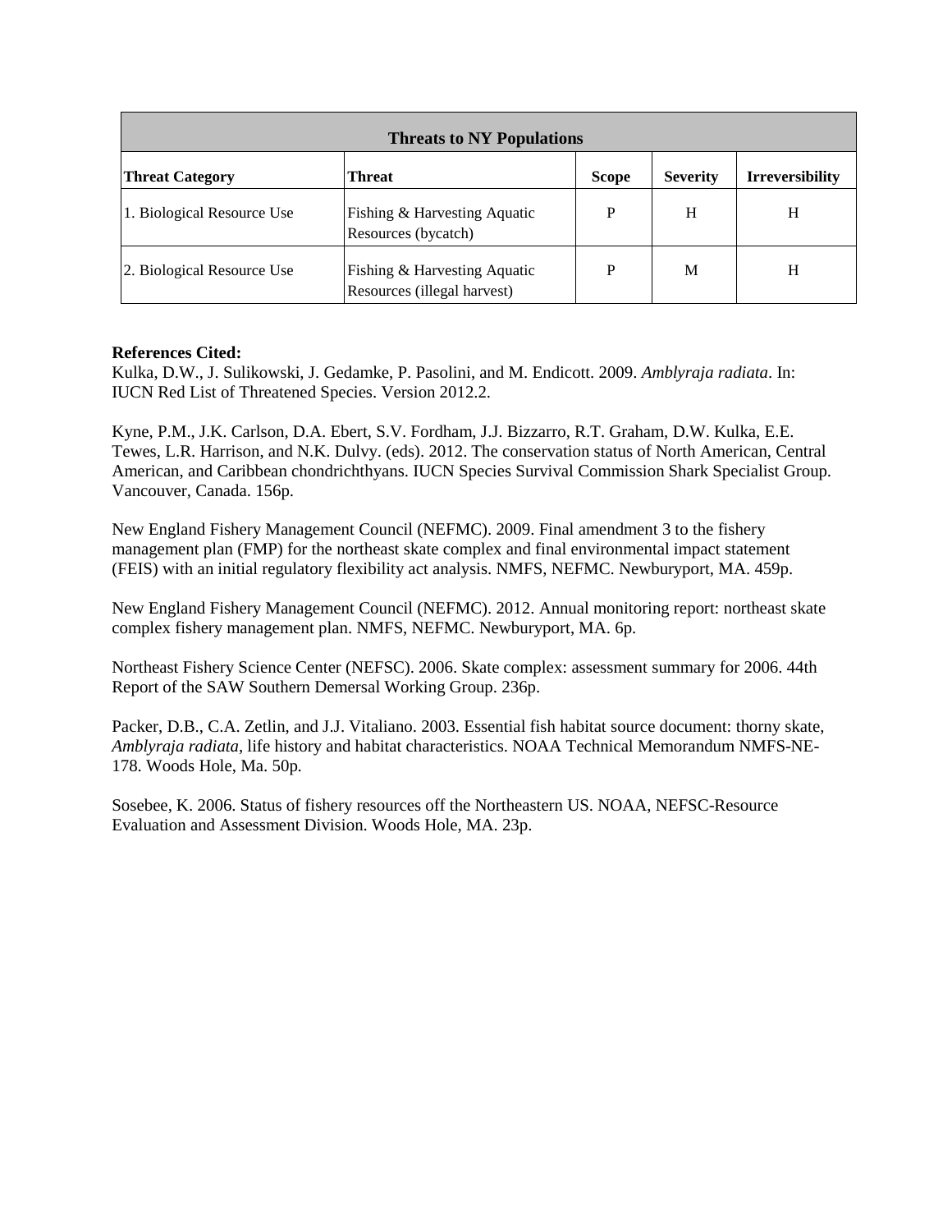| Threats to NY Populations | | | | |
|---|---|---|---|---|
| **Threat Category** | **Threat** | **Scope** | **Severity** | **Irreversibility** |
| 1. Biological Resource Use | Fishing & Harvesting Aquatic Resources (bycatch) | P | H | H |
| 2. Biological Resource Use | Fishing & Harvesting Aquatic Resources (illegal harvest) | P | M | H |

**References Cited:**

Kulka, D.W., J. Sulikowski, J. Gedamke, P. Pasolini, and M. Endicott. 2009. *Amblyraja radiata*. In: IUCN Red List of Threatened Species. Version 2012.2.

Kyne, P.M., J.K. Carlson, D.A. Ebert, S.V. Fordham, J.J. Bizzarro, R.T. Graham, D.W. Kulka, E.E. Tewes, L.R. Harrison, and N.K. Dulvy. (eds). 2012. The conservation status of North American, Central American, and Caribbean chondrichthyans. IUCN Species Survival Commission Shark Specialist Group. Vancouver, Canada. 156p.

New England Fishery Management Council (NEFMC). 2009. Final amendment 3 to the fishery management plan (FMP) for the northeast skate complex and final environmental impact statement (FEIS) with an initial regulatory flexibility act analysis. NMFS, NEFMC. Newburyport, MA. 459p.

New England Fishery Management Council (NEFMC). 2012. Annual monitoring report: northeast skate complex fishery management plan. NMFS, NEFMC. Newburyport, MA. 6p.

Northeast Fishery Science Center (NEFSC). 2006. Skate complex: assessment summary for 2006. 44th Report of the SAW Southern Demersal Working Group. 236p.

Packer, D.B., C.A. Zetlin, and J.J. Vitaliano. 2003. Essential fish habitat source document: thorny skate, *Amblyraja radiata*, life history and habitat characteristics. NOAA Technical Memorandum NMFS-NE-178. Woods Hole, Ma. 50p.

Sosebee, K. 2006. Status of fishery resources off the Northeastern US. NOAA, NEFSC-Resource Evaluation and Assessment Division. Woods Hole, MA. 23p.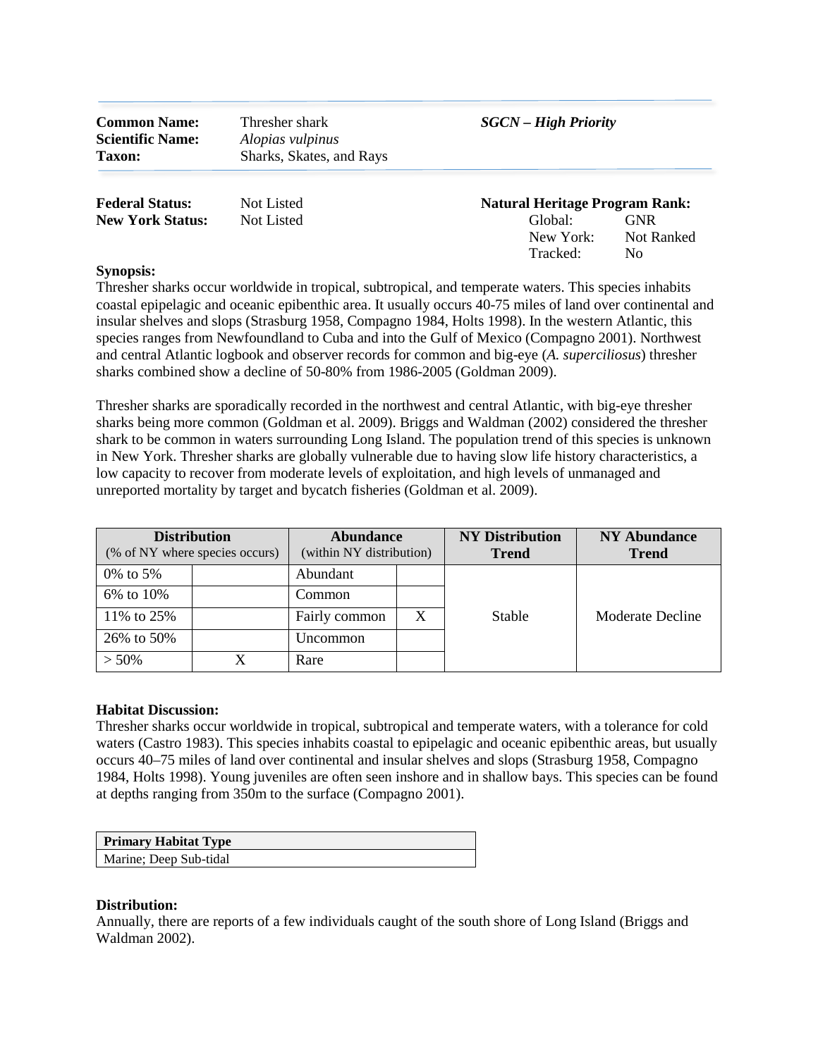| | | |
|---|---|---|
| **Common Name:** | Thresher shark | ***SGCN – High Priority*** |
| **Scientific Name:** | *Alopias vulpinus* | |
| **Taxon:** | Sharks, Skates, and Rays | |

| | | | |
|---|---|---|---|
| **Federal Status:** | Not Listed | **Natural Heritage Program Rank:** | |
| **New York Status:** | Not Listed | Global: | GNR |
| | | New York: | Not Ranked |
| | | Tracked: | No |

**Synopsis:**
Thresher sharks occur worldwide in tropical, subtropical, and temperate waters. This species inhabits coastal epipelagic and oceanic epibenthic area. It usually occurs 40-75 miles of land over continental and insular shelves and slops (Strasburg 1958, Compagno 1984, Holts 1998). In the western Atlantic, this species ranges from Newfoundland to Cuba and into the Gulf of Mexico (Compagno 2001). Northwest and central Atlantic logbook and observer records for common and big-eye (*A. superciliosus*) thresher sharks combined show a decline of 50-80% from 1986-2005 (Goldman 2009).

Thresher sharks are sporadically recorded in the northwest and central Atlantic, with big-eye thresher sharks being more common (Goldman et al. 2009). Briggs and Waldman (2002) considered the thresher shark to be common in waters surrounding Long Island. The population trend of this species is unknown in New York. Thresher sharks are globally vulnerable due to having slow life history characteristics, a low capacity to recover from moderate levels of exploitation, and high levels of unmanaged and unreported mortality by target and bycatch fisheries (Goldman et al. 2009).

| **Distribution** (% of NY where species occurs) | | **Abundance** (within NY distribution) | | **NY Distribution Trend** | **NY Abundance Trend** |
|---|---|---|---|---|---|
| 0% to 5% | | Abundant | | Stable | Moderate Decline |
| 6% to 10% | | Common | | | |
| 11% to 25% | | Fairly common | X | | |
| 26% to 50% | | Uncommon | | | |
| > 50% | X | Rare | | | |

**Habitat Discussion:**
Thresher sharks occur worldwide in tropical, subtropical and temperate waters, with a tolerance for cold waters (Castro 1983). This species inhabits coastal to epipelagic and oceanic epibenthic areas, but usually occurs 40–75 miles of land over continental and insular shelves and slops (Strasburg 1958, Compagno 1984, Holts 1998). Young juveniles are often seen inshore and in shallow bays. This species can be found at depths ranging from 350m to the surface (Compagno 2001).

| **Primary Habitat Type** |
|---|
| Marine; Deep Sub-tidal |

**Distribution:**
Annually, there are reports of a few individuals caught of the south shore of Long Island (Briggs and Waldman 2002).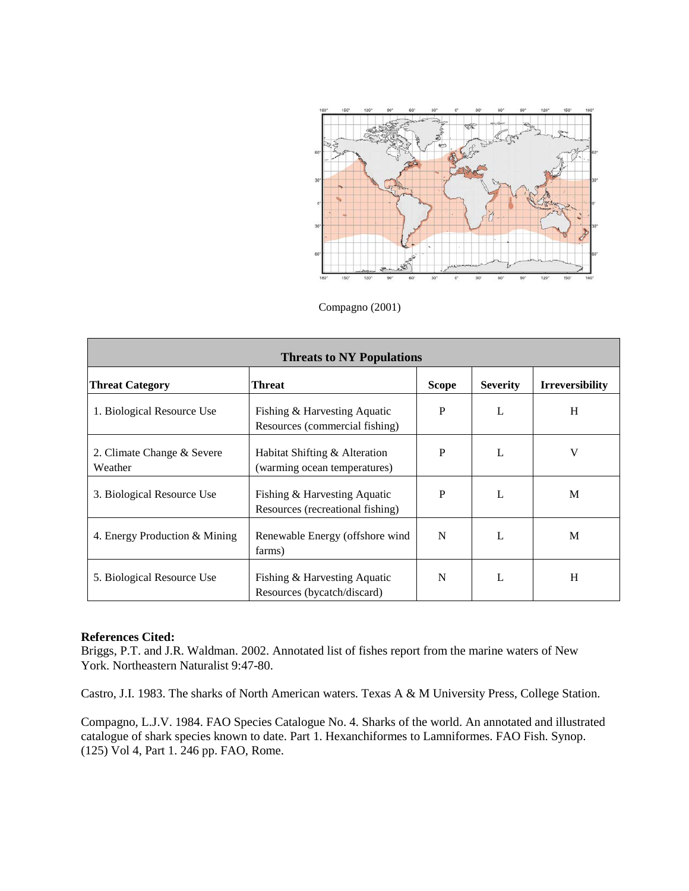Compagno (2001)

| Threats to NY Populations | | | | |
|---|---|---|---|---|
| **Threat Category** | **Threat** | **Scope** | **Severity** | **Irreversibility** |
| 1. Biological Resource Use | Fishing & Harvesting Aquatic Resources (commercial fishing) | P | L | H |
| 2. Climate Change & Severe Weather | Habitat Shifting & Alteration (warming ocean temperatures) | P | L | V |
| 3. Biological Resource Use | Fishing & Harvesting Aquatic Resources (recreational fishing) | P | L | M |
| 4. Energy Production & Mining | Renewable Energy (offshore wind farms) | N | L | M |
| 5. Biological Resource Use | Fishing & Harvesting Aquatic Resources (bycatch/discard) | N | L | H |

**References Cited:**

Briggs, P.T. and J.R. Waldman. 2002. Annotated list of fishes report from the marine waters of New York. Northeastern Naturalist 9:47-80.

Castro, J.I. 1983. The sharks of North American waters. Texas A & M University Press, College Station.

Compagno, L.J.V. 1984. FAO Species Catalogue No. 4. Sharks of the world. An annotated and illustrated catalogue of shark species known to date. Part 1. Hexanchiformes to Lamniformes. FAO Fish. Synop. (125) Vol 4, Part 1. 246 pp. FAO, Rome.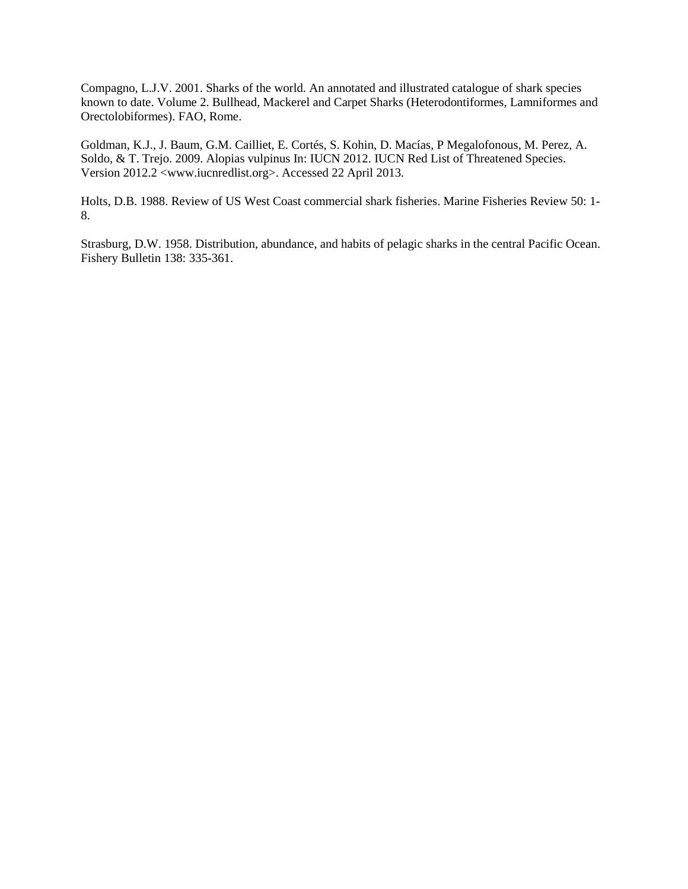Compagno, L.J.V. 2001. Sharks of the world. An annotated and illustrated catalogue of shark species known to date. Volume 2. Bullhead, Mackerel and Carpet Sharks (Heterodontiformes, Lamniformes and Orectolobiformes). FAO, Rome.

Goldman, K.J., J. Baum, G.M. Cailliet, E. Cortés, S. Kohin, D. Macías, P Megalofonous, M. Perez, A. Soldo, & T. Trejo. 2009. Alopias vulpinus In: IUCN 2012. IUCN Red List of Threatened Species. Version 2012.2 <www.iucnredlist.org>. Accessed 22 April 2013.

Holts, D.B. 1988. Review of US West Coast commercial shark fisheries. Marine Fisheries Review 50: 1-8.

Strasburg, D.W. 1958. Distribution, abundance, and habits of pelagic sharks in the central Pacific Ocean. Fishery Bulletin 138: 335-361.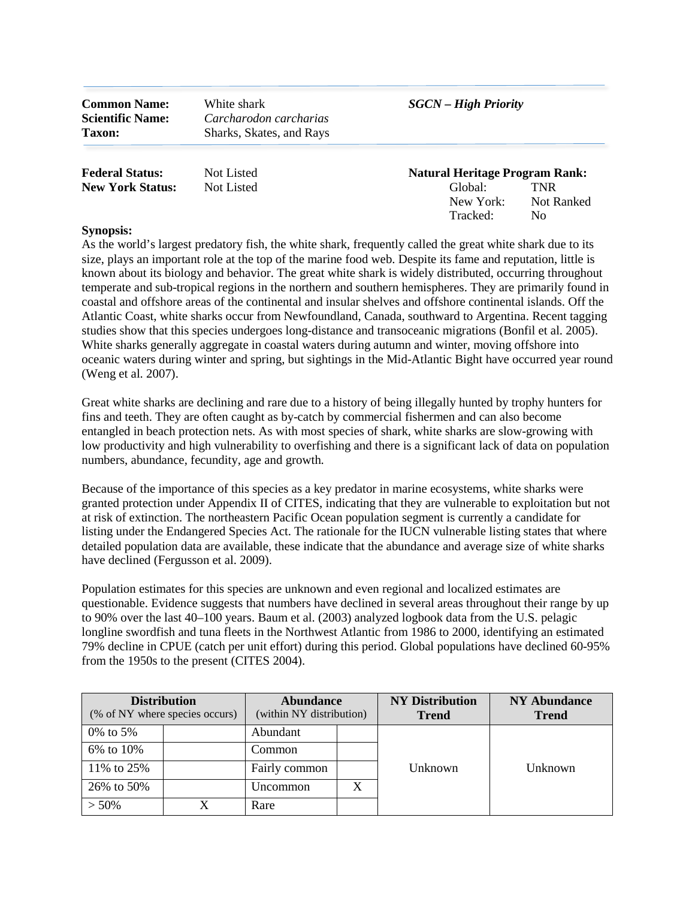**Common Name:** White shark
**Scientific Name:** *Carcharodon carcharias*
**Taxon:** Sharks, Skates, and Rays

***SGCN – High Priority***

**Federal Status:** Not Listed
**New York Status:** Not Listed

**Natural Heritage Program Rank:**
Global: TNR
New York: Not Ranked
Tracked: No

**Synopsis:**

As the world's largest predatory fish, the white shark, frequently called the great white shark due to its size, plays an important role at the top of the marine food web. Despite its fame and reputation, little is known about its biology and behavior. The great white shark is widely distributed, occurring throughout temperate and sub-tropical regions in the northern and southern hemispheres. They are primarily found in coastal and offshore areas of the continental and insular shelves and offshore continental islands. Off the Atlantic Coast, white sharks occur from Newfoundland, Canada, southward to Argentina. Recent tagging studies show that this species undergoes long-distance and transoceanic migrations (Bonfil et al. 2005). White sharks generally aggregate in coastal waters during autumn and winter, moving offshore into oceanic waters during winter and spring, but sightings in the Mid-Atlantic Bight have occurred year round (Weng et al. 2007).

Great white sharks are declining and rare due to a history of being illegally hunted by trophy hunters for fins and teeth. They are often caught as by-catch by commercial fishermen and can also become entangled in beach protection nets. As with most species of shark, white sharks are slow-growing with low productivity and high vulnerability to overfishing and there is a significant lack of data on population numbers, abundance, fecundity, age and growth.

Because of the importance of this species as a key predator in marine ecosystems, white sharks were granted protection under Appendix II of CITES, indicating that they are vulnerable to exploitation but not at risk of extinction. The northeastern Pacific Ocean population segment is currently a candidate for listing under the Endangered Species Act. The rationale for the IUCN vulnerable listing states that where detailed population data are available, these indicate that the abundance and average size of white sharks have declined (Fergusson et al. 2009).

Population estimates for this species are unknown and even regional and localized estimates are questionable. Evidence suggests that numbers have declined in several areas throughout their range by up to 90% over the last 40–100 years. Baum et al. (2003) analyzed logbook data from the U.S. pelagic longline swordfish and tuna fleets in the Northwest Atlantic from 1986 to 2000, identifying an estimated 79% decline in CPUE (catch per unit effort) during this period. Global populations have declined 60-95% from the 1950s to the present (CITES 2004).

| Distribution (% of NY where species occurs) | | Abundance (within NY distribution) | | NY Distribution Trend | NY Abundance Trend |
|---|---|---|---|---|---|
| 0% to 5% | | Abundant | | Unknown | Unknown |
| 6% to 10% | | Common | | | |
| 11% to 25% | | Fairly common | | | |
| 26% to 50% | | Uncommon | X | | |
| > 50% | X | Rare | | | |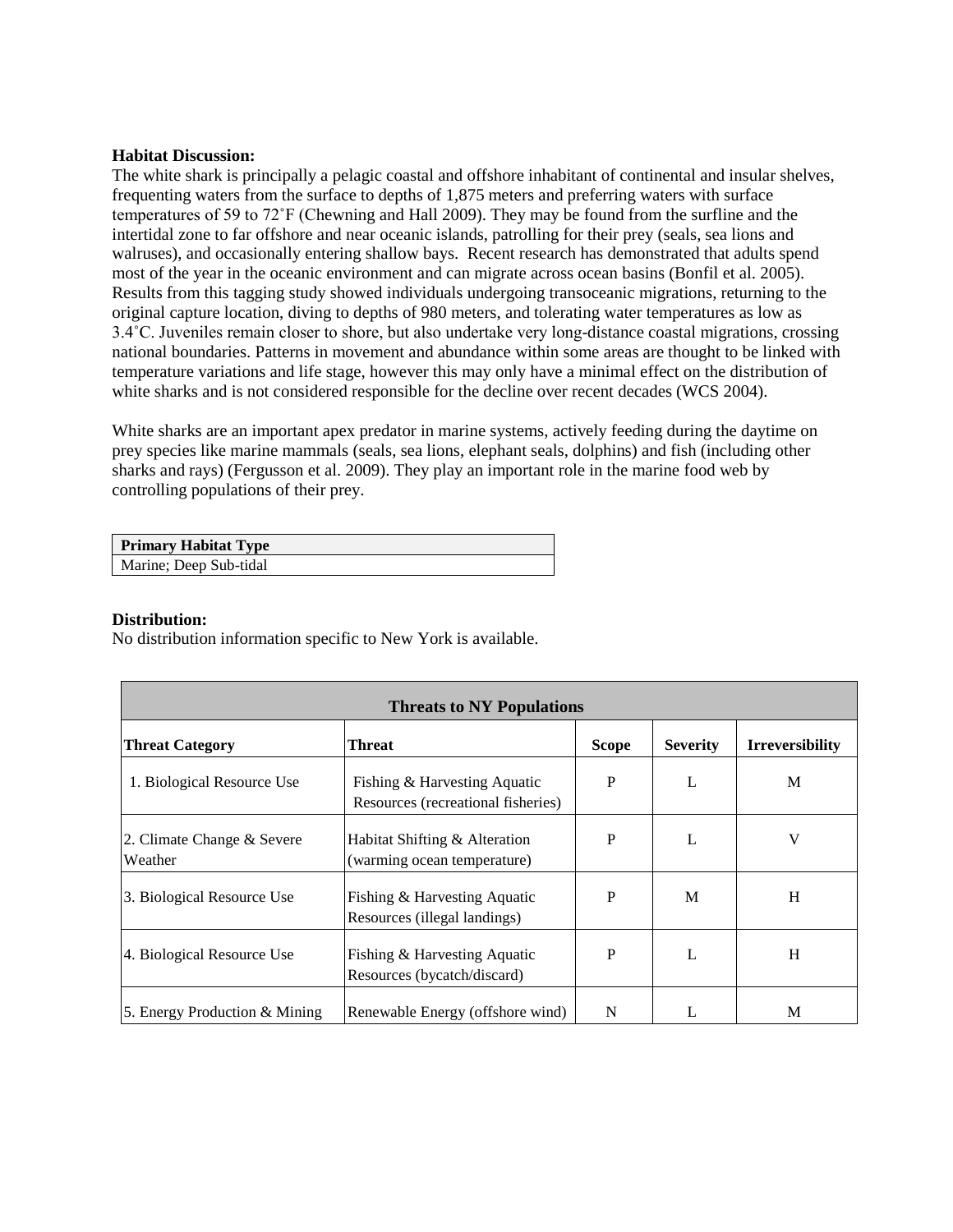**Habitat Discussion:**

The white shark is principally a pelagic coastal and offshore inhabitant of continental and insular shelves, frequenting waters from the surface to depths of 1,875 meters and preferring waters with surface temperatures of 59 to 72˚F (Chewning and Hall 2009). They may be found from the surfline and the intertidal zone to far offshore and near oceanic islands, patrolling for their prey (seals, sea lions and walruses), and occasionally entering shallow bays. Recent research has demonstrated that adults spend most of the year in the oceanic environment and can migrate across ocean basins (Bonfil et al. 2005). Results from this tagging study showed individuals undergoing transoceanic migrations, returning to the original capture location, diving to depths of 980 meters, and tolerating water temperatures as low as 3.4˚C. Juveniles remain closer to shore, but also undertake very long-distance coastal migrations, crossing national boundaries. Patterns in movement and abundance within some areas are thought to be linked with temperature variations and life stage, however this may only have a minimal effect on the distribution of white sharks and is not considered responsible for the decline over recent decades (WCS 2004).

White sharks are an important apex predator in marine systems, actively feeding during the daytime on prey species like marine mammals (seals, sea lions, elephant seals, dolphins) and fish (including other sharks and rays) (Fergusson et al. 2009). They play an important role in the marine food web by controlling populations of their prey.

| Primary Habitat Type |
|---|
| Marine; Deep Sub-tidal |

**Distribution:**

No distribution information specific to New York is available.

| Threats to NY Populations | | | | |
|---|---|---|---|---|
| **Threat Category** | **Threat** | **Scope** | **Severity** | **Irreversibility** |
| 1. Biological Resource Use | Fishing & Harvesting Aquatic Resources (recreational fisheries) | P | L | M |
| 2. Climate Change & Severe Weather | Habitat Shifting & Alteration (warming ocean temperature) | P | L | V |
| 3. Biological Resource Use | Fishing & Harvesting Aquatic Resources (illegal landings) | P | M | H |
| 4. Biological Resource Use | Fishing & Harvesting Aquatic Resources (bycatch/discard) | P | L | H |
| 5. Energy Production & Mining | Renewable Energy (offshore wind) | N | L | M |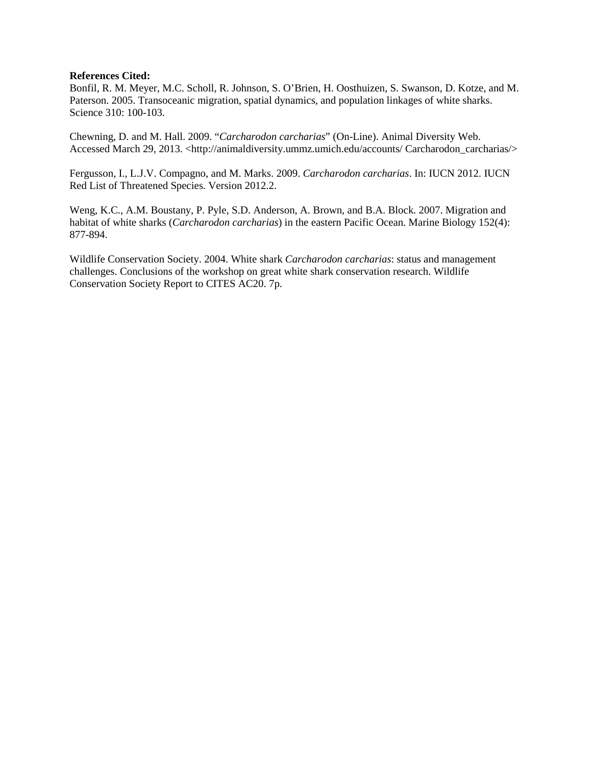**References Cited:**

Bonfil, R. M. Meyer, M.C. Scholl, R. Johnson, S. O'Brien, H. Oosthuizen, S. Swanson, D. Kotze, and M. Paterson. 2005. Transoceanic migration, spatial dynamics, and population linkages of white sharks. Science 310: 100-103.

Chewning, D. and M. Hall. 2009. "*Carcharodon carcharias*" (On-Line). Animal Diversity Web. Accessed March 29, 2013. <http://animaldiversity.ummz.umich.edu/accounts/ Carcharodon_carcharias/>

Fergusson, I., L.J.V. Compagno, and M. Marks. 2009. *Carcharodon carcharias*. In: IUCN 2012. IUCN Red List of Threatened Species. Version 2012.2.

Weng, K.C., A.M. Boustany, P. Pyle, S.D. Anderson, A. Brown, and B.A. Block. 2007. Migration and habitat of white sharks (*Carcharodon carcharias*) in the eastern Pacific Ocean. Marine Biology 152(4): 877-894.

Wildlife Conservation Society. 2004. White shark *Carcharodon carcharias*: status and management challenges. Conclusions of the workshop on great white shark conservation research. Wildlife Conservation Society Report to CITES AC20. 7p.